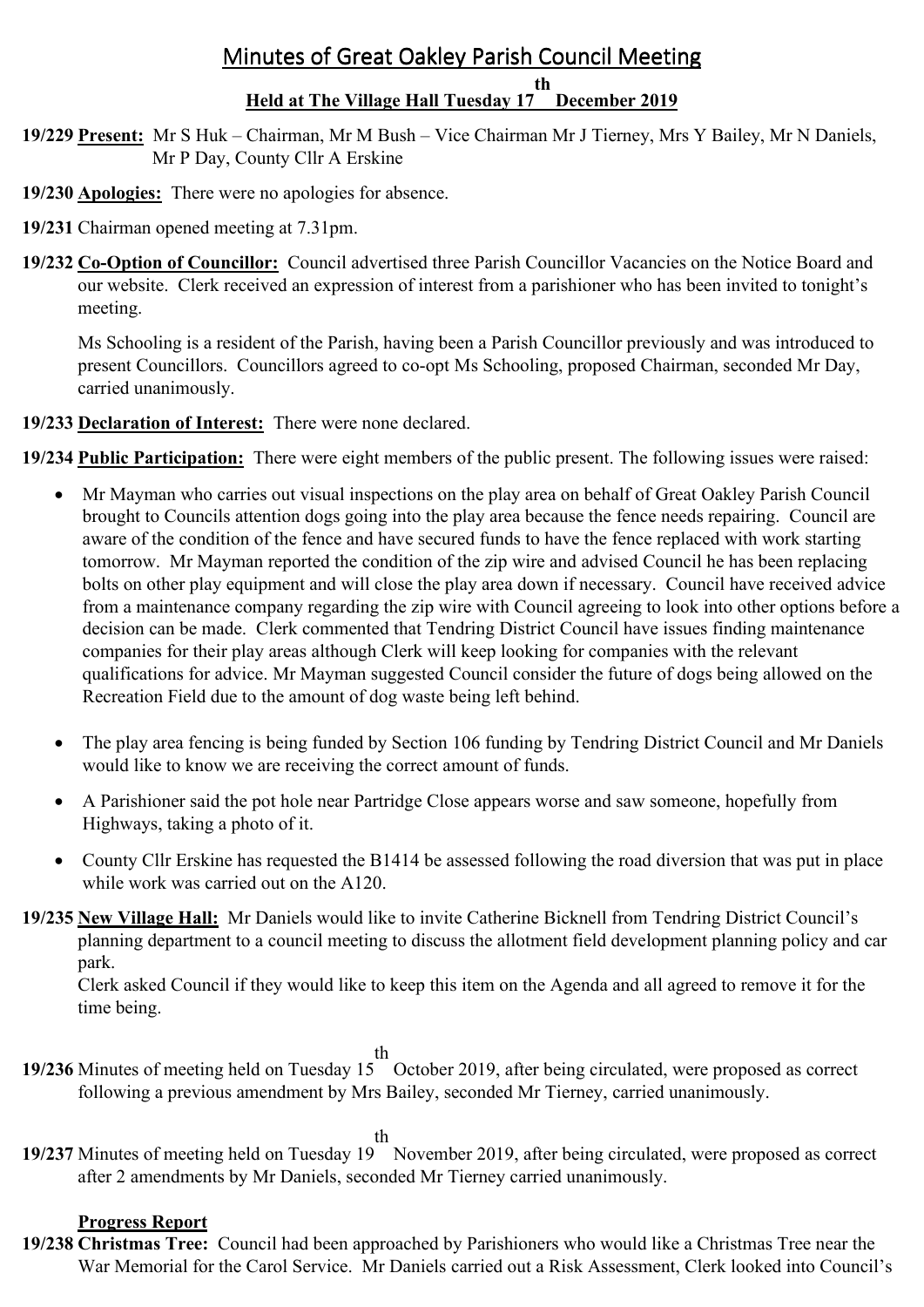# Minutes of Great Oakley Parish Council Meeting

**Held at The Village Hall Tuesday 17th December 2019**

**19/229 Present:** Mr S Huk – Chairman, Mr M Bush – Vice Chairman Mr J Tierney, Mrs Y Bailey, Mr N Daniels, Mr P Day, County Cllr A Erskine

**19/230 Apologies:** There were no apologies for absence.

**19/231** Chairman opened meeting at 7.31pm.

**19/232 Co-Option of Councillor:** Council advertised three Parish Councillor Vacancies on the Notice Board and our website. Clerk received an expression of interest from a parishioner who has been invited to tonight's meeting.

Ms Schooling is a resident of the Parish, having been a Parish Councillor previously and was introduced to present Councillors. Councillors agreed to co-opt Ms Schooling, proposed Chairman, seconded Mr Day, carried unanimously.

**19/233 Declaration of Interest:** There were none declared.

**19/234 Public Participation:** There were eight members of the public present. The following issues were raised:

- Mr Mayman who carries out visual inspections on the play area on behalf of Great Oakley Parish Council brought to Councils attention dogs going into the play area because the fence needs repairing. Council are aware of the condition of the fence and have secured funds to have the fence replaced with work starting tomorrow. Mr Mayman reported the condition of the zip wire and advised Council he has been replacing bolts on other play equipment and will close the play area down if necessary. Council have received advice from a maintenance company regarding the zip wire with Council agreeing to look into other options before a decision can be made. Clerk commented that Tendring District Council have issues finding maintenance companies for their play areas although Clerk will keep looking for companies with the relevant qualifications for advice. Mr Mayman suggested Council consider the future of dogs being allowed on the Recreation Field due to the amount of dog waste being left behind.

- The play area fencing is being funded by Section 106 funding by Tendring District Council and Mr Daniels would like to know we are receiving the correct amount of funds.

- A Parishioner said the pot hole near Partridge Close appears worse and saw someone, hopefully from Highways, taking a photo of it.

- County Cllr Erskine has requested the B1414 be assessed following the road diversion that was put in place while work was carried out on the A120.

**19/235 New Village Hall:** Mr Daniels would like to invite Catherine Bicknell from Tendring District Council's planning department to a council meeting to discuss the allotment field development planning policy and car park.
Clerk asked Council if they would like to keep this item on the Agenda and all agreed to remove it for the time being.

**19/236** Minutes of meeting held on Tuesday 15th October 2019, after being circulated, were proposed as correct following a previous amendment by Mrs Bailey, seconded Mr Tierney, carried unanimously.

**19/237** Minutes of meeting held on Tuesday 19th November 2019, after being circulated, were proposed as correct after 2 amendments by Mr Daniels, seconded Mr Tierney carried unanimously.

**Progress Report**

**19/238 Christmas Tree:** Council had been approached by Parishioners who would like a Christmas Tree near the War Memorial for the Carol Service. Mr Daniels carried out a Risk Assessment, Clerk looked into Council's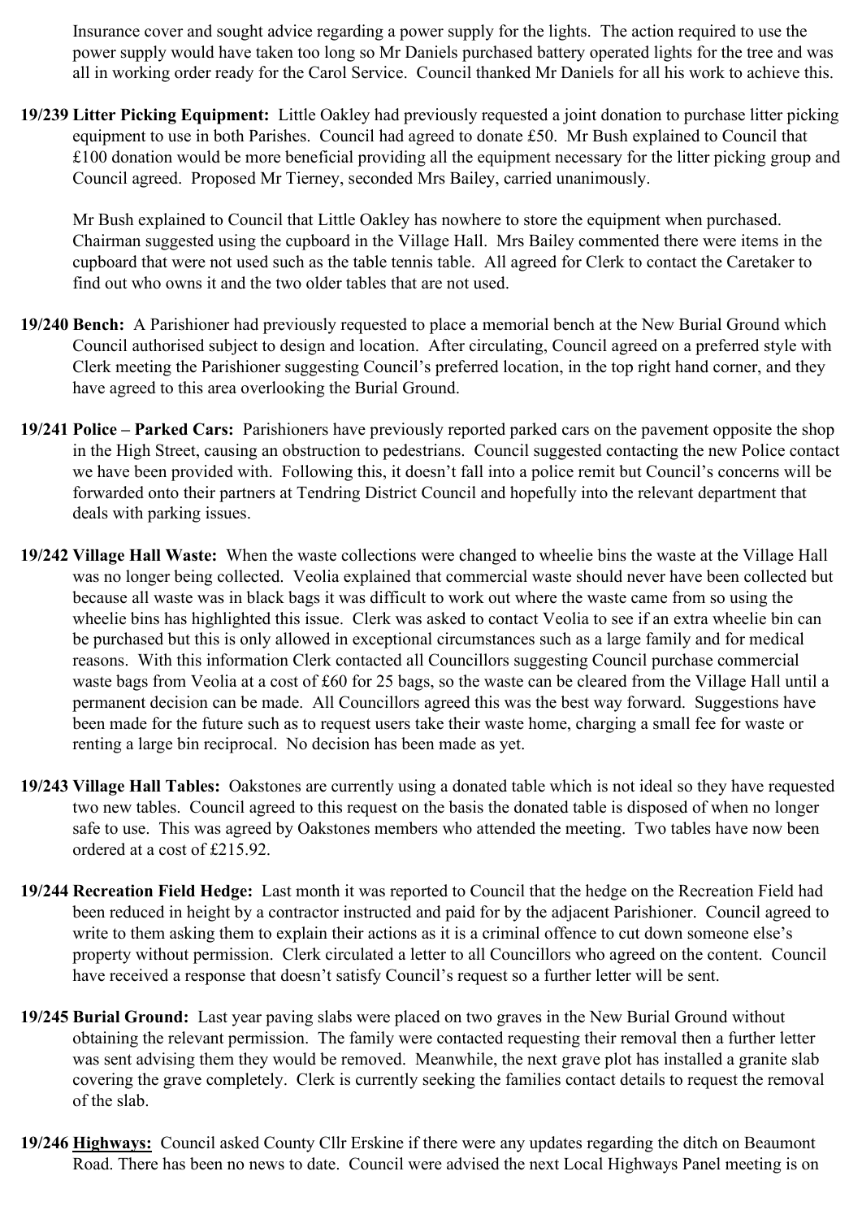Insurance cover and sought advice regarding a power supply for the lights. The action required to use the power supply would have taken too long so Mr Daniels purchased battery operated lights for the tree and was all in working order ready for the Carol Service. Council thanked Mr Daniels for all his work to achieve this.

**19/239 Litter Picking Equipment:** Little Oakley had previously requested a joint donation to purchase litter picking equipment to use in both Parishes. Council had agreed to donate £50. Mr Bush explained to Council that £100 donation would be more beneficial providing all the equipment necessary for the litter picking group and Council agreed. Proposed Mr Tierney, seconded Mrs Bailey, carried unanimously.

Mr Bush explained to Council that Little Oakley has nowhere to store the equipment when purchased. Chairman suggested using the cupboard in the Village Hall. Mrs Bailey commented there were items in the cupboard that were not used such as the table tennis table. All agreed for Clerk to contact the Caretaker to find out who owns it and the two older tables that are not used.

**19/240 Bench:** A Parishioner had previously requested to place a memorial bench at the New Burial Ground which Council authorised subject to design and location. After circulating, Council agreed on a preferred style with Clerk meeting the Parishioner suggesting Council's preferred location, in the top right hand corner, and they have agreed to this area overlooking the Burial Ground.

**19/241 Police – Parked Cars:** Parishioners have previously reported parked cars on the pavement opposite the shop in the High Street, causing an obstruction to pedestrians. Council suggested contacting the new Police contact we have been provided with. Following this, it doesn't fall into a police remit but Council's concerns will be forwarded onto their partners at Tendring District Council and hopefully into the relevant department that deals with parking issues.

**19/242 Village Hall Waste:** When the waste collections were changed to wheelie bins the waste at the Village Hall was no longer being collected. Veolia explained that commercial waste should never have been collected but because all waste was in black bags it was difficult to work out where the waste came from so using the wheelie bins has highlighted this issue. Clerk was asked to contact Veolia to see if an extra wheelie bin can be purchased but this is only allowed in exceptional circumstances such as a large family and for medical reasons. With this information Clerk contacted all Councillors suggesting Council purchase commercial waste bags from Veolia at a cost of £60 for 25 bags, so the waste can be cleared from the Village Hall until a permanent decision can be made. All Councillors agreed this was the best way forward. Suggestions have been made for the future such as to request users take their waste home, charging a small fee for waste or renting a large bin reciprocal. No decision has been made as yet.

**19/243 Village Hall Tables:** Oakstones are currently using a donated table which is not ideal so they have requested two new tables. Council agreed to this request on the basis the donated table is disposed of when no longer safe to use. This was agreed by Oakstones members who attended the meeting. Two tables have now been ordered at a cost of £215.92.

**19/244 Recreation Field Hedge:** Last month it was reported to Council that the hedge on the Recreation Field had been reduced in height by a contractor instructed and paid for by the adjacent Parishioner. Council agreed to write to them asking them to explain their actions as it is a criminal offence to cut down someone else's property without permission. Clerk circulated a letter to all Councillors who agreed on the content. Council have received a response that doesn't satisfy Council's request so a further letter will be sent.

**19/245 Burial Ground:** Last year paving slabs were placed on two graves in the New Burial Ground without obtaining the relevant permission. The family were contacted requesting their removal then a further letter was sent advising them they would be removed. Meanwhile, the next grave plot has installed a granite slab covering the grave completely. Clerk is currently seeking the families contact details to request the removal of the slab.

**19/246 Highways:** Council asked County Cllr Erskine if there were any updates regarding the ditch on Beaumont Road. There has been no news to date. Council were advised the next Local Highways Panel meeting is on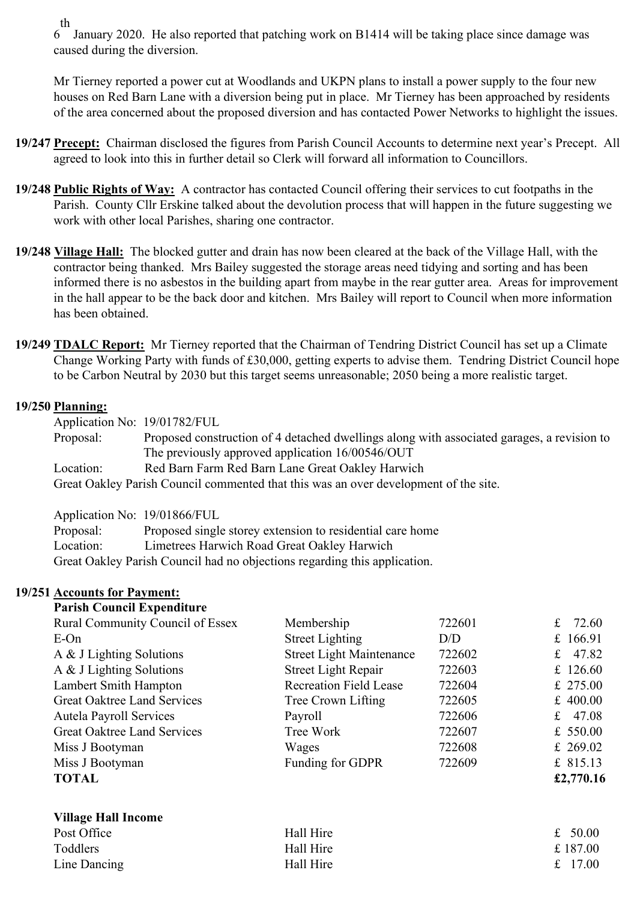6th January 2020. He also reported that patching work on B1414 will be taking place since damage was caused during the diversion.

Mr Tierney reported a power cut at Woodlands and UKPN plans to install a power supply to the four new houses on Red Barn Lane with a diversion being put in place. Mr Tierney has been approached by residents of the area concerned about the proposed diversion and has contacted Power Networks to highlight the issues.

**19/247 Precept:** Chairman disclosed the figures from Parish Council Accounts to determine next year's Precept. All agreed to look into this in further detail so Clerk will forward all information to Councillors.

**19/248 Public Rights of Way:** A contractor has contacted Council offering their services to cut footpaths in the Parish. County Cllr Erskine talked about the devolution process that will happen in the future suggesting we work with other local Parishes, sharing one contractor.

**19/248 Village Hall:** The blocked gutter and drain has now been cleared at the back of the Village Hall, with the contractor being thanked. Mrs Bailey suggested the storage areas need tidying and sorting and has been informed there is no asbestos in the building apart from maybe in the rear gutter area. Areas for improvement in the hall appear to be the back door and kitchen. Mrs Bailey will report to Council when more information has been obtained.

**19/249 TDALC Report:** Mr Tierney reported that the Chairman of Tendring District Council has set up a Climate Change Working Party with funds of £30,000, getting experts to advise them. Tendring District Council hope to be Carbon Neutral by 2030 but this target seems unreasonable; 2050 being a more realistic target.

**19/250 Planning:**

Application No: 19/01782/FUL
Proposal: Proposed construction of 4 detached dwellings along with associated garages, a revision to The previously approved application 16/00546/OUT
Location: Red Barn Farm Red Barn Lane Great Oakley Harwich
Great Oakley Parish Council commented that this was an over development of the site.

Application No: 19/01866/FUL
Proposal: Proposed single storey extension to residential care home
Location: Limetrees Harwich Road Great Oakley Harwich
Great Oakley Parish Council had no objections regarding this application.

**19/251 Accounts for Payment:**

**Parish Council Expenditure**

| | | | |
|---|---|---|---|
| Rural Community Council of Essex | Membership | 722601 | £ 72.60 |
| E-On | Street Lighting | D/D | £ 166.91 |
| A & J Lighting Solutions | Street Light Maintenance | 722602 | £ 47.82 |
| A & J Lighting Solutions | Street Light Repair | 722603 | £ 126.60 |
| Lambert Smith Hampton | Recreation Field Lease | 722604 | £ 275.00 |
| Great Oaktree Land Services | Tree Crown Lifting | 722605 | £ 400.00 |
| Autela Payroll Services | Payroll | 722606 | £ 47.08 |
| Great Oaktree Land Services | Tree Work | 722607 | £ 550.00 |
| Miss J Bootyman | Wages | 722608 | £ 269.02 |
| Miss J Bootyman | Funding for GDPR | 722609 | £ 815.13 |
| **TOTAL** | | | **£2,770.16** |

**Village Hall Income**

| | | |
|---|---|---|
| Post Office | Hall Hire | £ 50.00 |
| Toddlers | Hall Hire | £ 187.00 |
| Line Dancing | Hall Hire | £ 17.00 |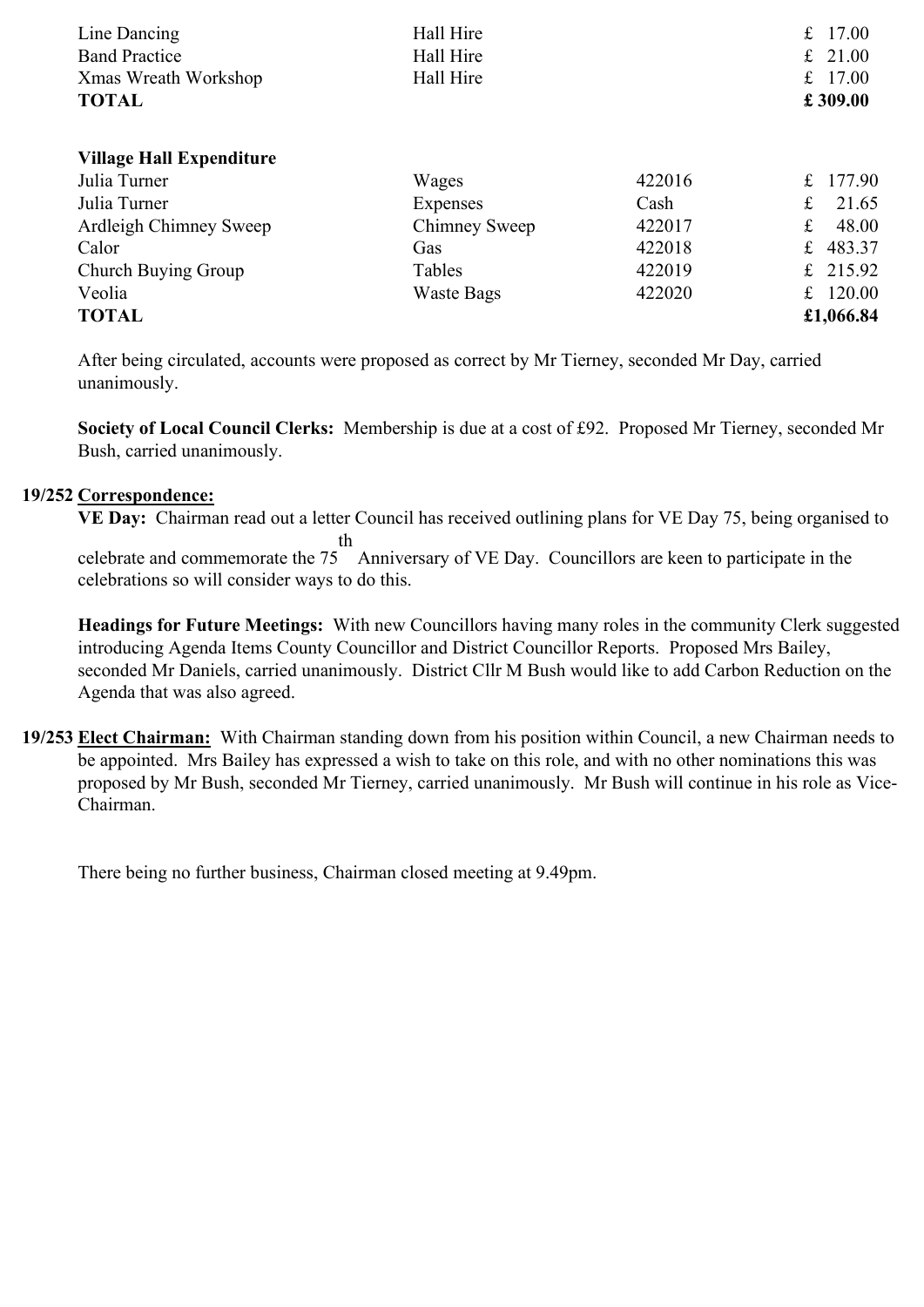| | | | |
|---|---|---|---|
| Line Dancing | Hall Hire | | £ 17.00 |
| Band Practice | Hall Hire | | £ 21.00 |
| Xmas Wreath Workshop | Hall Hire | | £ 17.00 |
| **TOTAL** | | | **£ 309.00** |

**Village Hall Expenditure**

| | | | |
|---|---|---|---|
| Julia Turner | Wages | 422016 | £ 177.90 |
| Julia Turner | Expenses | Cash | £ 21.65 |
| Ardleigh Chimney Sweep | Chimney Sweep | 422017 | £ 48.00 |
| Calor | Gas | 422018 | £ 483.37 |
| Church Buying Group | Tables | 422019 | £ 215.92 |
| Veolia | Waste Bags | 422020 | £ 120.00 |
| **TOTAL** | | | **£1,066.84** |

After being circulated, accounts were proposed as correct by Mr Tierney, seconded Mr Day, carried unanimously.

**Society of Local Council Clerks:** Membership is due at a cost of £92. Proposed Mr Tierney, seconded Mr Bush, carried unanimously.

**19/252 Correspondence:**

**VE Day:** Chairman read out a letter Council has received outlining plans for VE Day 75, being organised to celebrate and commemorate the 75th Anniversary of VE Day. Councillors are keen to participate in the celebrations so will consider ways to do this.

**Headings for Future Meetings:** With new Councillors having many roles in the community Clerk suggested introducing Agenda Items County Councillor and District Councillor Reports. Proposed Mrs Bailey, seconded Mr Daniels, carried unanimously. District Cllr M Bush would like to add Carbon Reduction on the Agenda that was also agreed.

**19/253 Elect Chairman:** With Chairman standing down from his position within Council, a new Chairman needs to be appointed. Mrs Bailey has expressed a wish to take on this role, and with no other nominations this was proposed by Mr Bush, seconded Mr Tierney, carried unanimously. Mr Bush will continue in his role as Vice-Chairman.

There being no further business, Chairman closed meeting at 9.49pm.